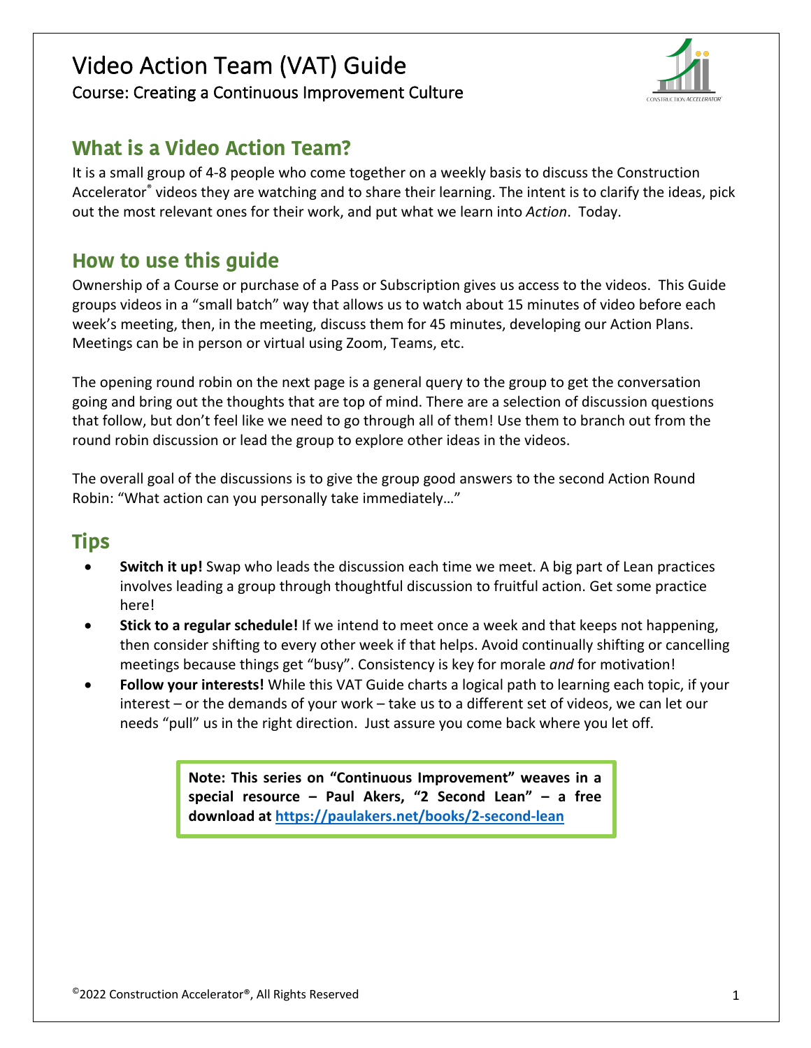# Video Action Team (VAT) Guide

Course: Creating a Continuous Improvement Culture

## What is a Video Action Team?

It is a small group of 4-8 people who come together on a weekly basis to discuss the Construction Accelerator® videos they are watching and to share their learning. The intent is to clarify the ideas, pick out the most relevant ones for their work, and put what we learn into *Action*. Today.

## How to use this guide

Ownership of a Course or purchase of a Pass or Subscription gives us access to the videos. This Guide groups videos in a "small batch" way that allows us to watch about 15 minutes of video before each week's meeting, then, in the meeting, discuss them for 45 minutes, developing our Action Plans. Meetings can be in person or virtual using Zoom, Teams, etc.

The opening round robin on the next page is a general query to the group to get the conversation going and bring out the thoughts that are top of mind. There are a selection of discussion questions that follow, but don't feel like we need to go through all of them! Use them to branch out from the round robin discussion or lead the group to explore other ideas in the videos.

The overall goal of the discussions is to give the group good answers to the second Action Round Robin: "What action can you personally take immediately…"

## Tips

- **Switch it up!** Swap who leads the discussion each time we meet. A big part of Lean practices involves leading a group through thoughtful discussion to fruitful action. Get some practice here!
- **Stick to a regular schedule!** If we intend to meet once a week and that keeps not happening, then consider shifting to every other week if that helps. Avoid continually shifting or cancelling meetings because things get "busy". Consistency is key for morale *and* for motivation!
- **Follow your interests!** While this VAT Guide charts a logical path to learning each topic, if your interest – or the demands of your work – take us to a different set of videos, we can let our needs "pull" us in the right direction. Just assure you come back where you let off.

> **Note: This series on "Continuous Improvement" weaves in a special resource – Paul Akers, "2 Second Lean" – a free download at [https://paulakers.net/books/2-second-lean](https://paulakers.net/books/2-second-lean)**

©2022 Construction Accelerator®, All Rights Reserved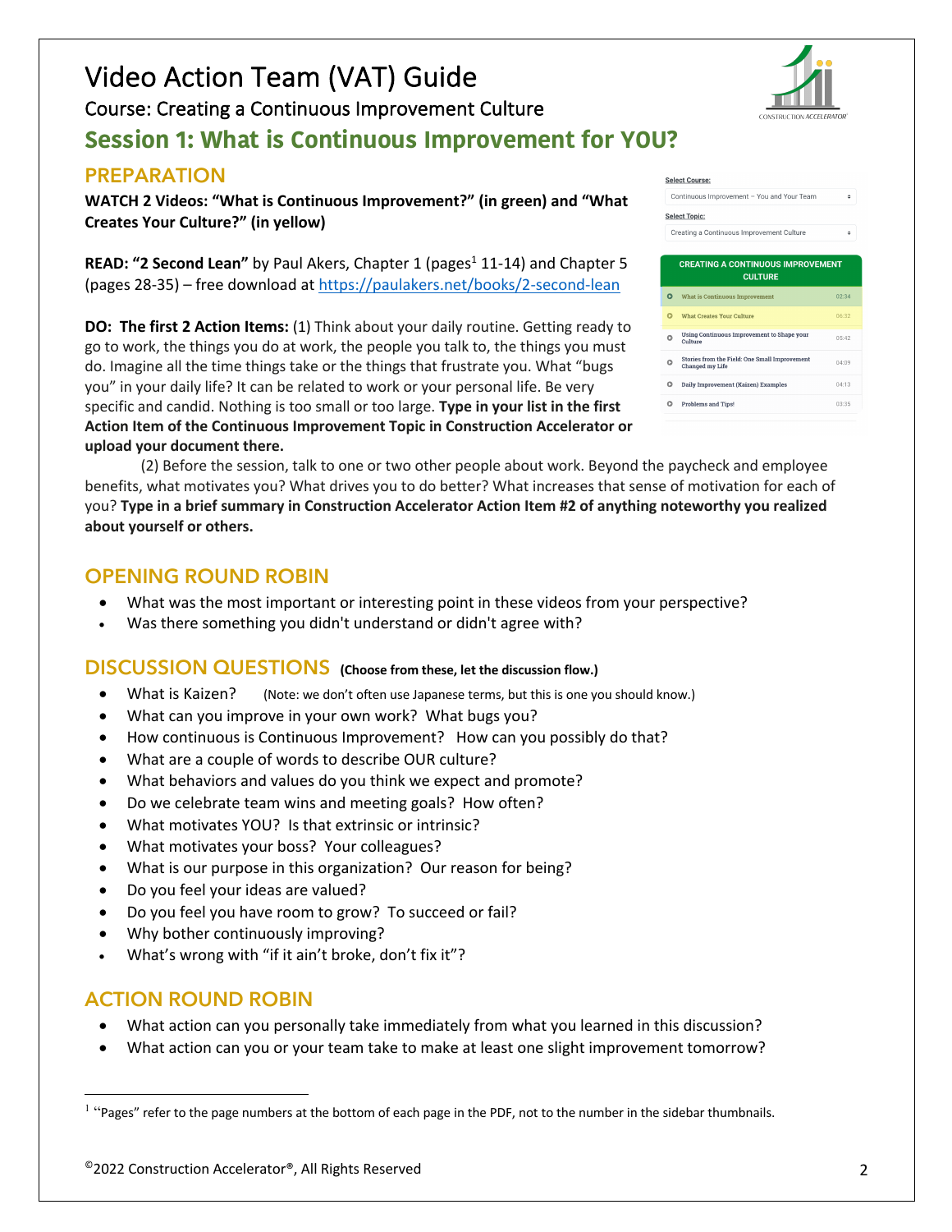# Video Action Team (VAT) Guide

Course: Creating a Continuous Improvement Culture

## Session 1: What is Continuous Improvement for YOU?

### PREPARATION

**WATCH 2 Videos: "What is Continuous Improvement?" (in green) and "What Creates Your Culture?" (in yellow)**

**READ: "2 Second Lean"** by Paul Akers, Chapter 1 (pages[1] 11-14) and Chapter 5 (pages 28-35) – free download at https://paulakers.net/books/2-second-lean

**DO: The first 2 Action Items:** (1) Think about your daily routine. Getting ready to go to work, the things you do at work, the people you talk to, the things you must do. Imagine all the time things take or the things that frustrate you. What "bugs you" in your daily life? It can be related to work or your personal life. Be very specific and candid. Nothing is too small or too large. **Type in your list in the first Action Item of the Continuous Improvement Topic in Construction Accelerator or upload your document there.**

(2) Before the session, talk to one or two other people about work. Beyond the paycheck and employee benefits, what motivates you? What drives you to do better? What increases that sense of motivation for each of you? **Type in a brief summary in Construction Accelerator Action Item #2 of anything noteworthy you realized about yourself or others.**

Select Course: Continuous Improvement – You and Your Team

Select Topic: Creating a Continuous Improvement Culture

| CREATING A CONTINUOUS IMPROVEMENT CULTURE | |
|---|---|
| What is Continuous Improvement | 02:34 |
| What Creates Your Culture | 06:32 |
| Using Continuous Improvement to Shape your Culture | 05:42 |
| Stories from the Field: One Small Improvement Changed my Life | 04:09 |
| Daily Improvement (Kaizen) Examples | 04:13 |
| Problems and Tips! | 03:35 |

### OPENING ROUND ROBIN

- What was the most important or interesting point in these videos from your perspective?
- Was there something you didn't understand or didn't agree with?

### DISCUSSION QUESTIONS **(Choose from these, let the discussion flow.)**

- What is Kaizen? (Note: we don't often use Japanese terms, but this is one you should know.)
- What can you improve in your own work? What bugs you?
- How continuous is Continuous Improvement? How can you possibly do that?
- What are a couple of words to describe OUR culture?
- What behaviors and values do you think we expect and promote?
- Do we celebrate team wins and meeting goals? How often?
- What motivates YOU? Is that extrinsic or intrinsic?
- What motivates your boss? Your colleagues?
- What is our purpose in this organization? Our reason for being?
- Do you feel your ideas are valued?
- Do you feel you have room to grow? To succeed or fail?
- Why bother continuously improving?
- What's wrong with "if it ain't broke, don't fix it"?

### ACTION ROUND ROBIN

- What action can you personally take immediately from what you learned in this discussion?
- What action can you or your team take to make at least one slight improvement tomorrow?

[1] "Pages" refer to the page numbers at the bottom of each page in the PDF, not to the number in the sidebar thumbnails.

©2022 Construction Accelerator®, All Rights Reserved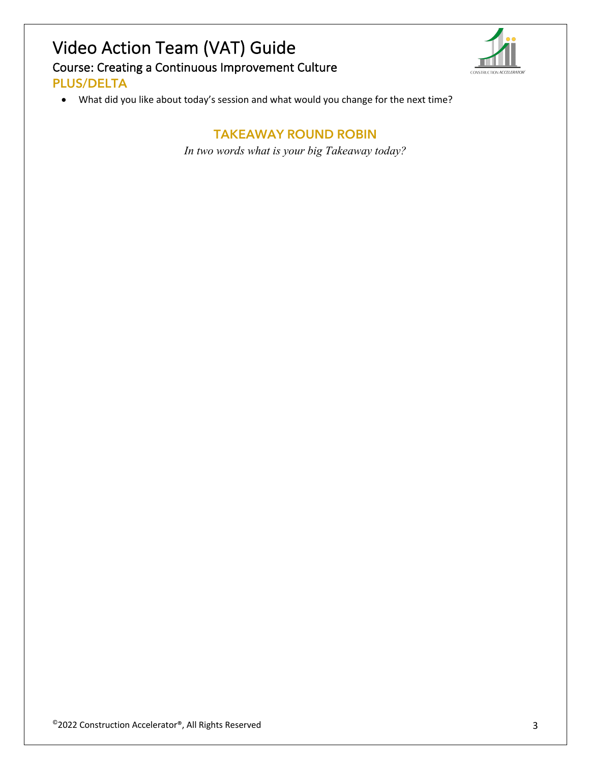## PLUS/DELTA

- What did you like about today's session and what would you change for the next time?

## TAKEAWAY ROUND ROBIN

*In two words what is your big Takeaway today?*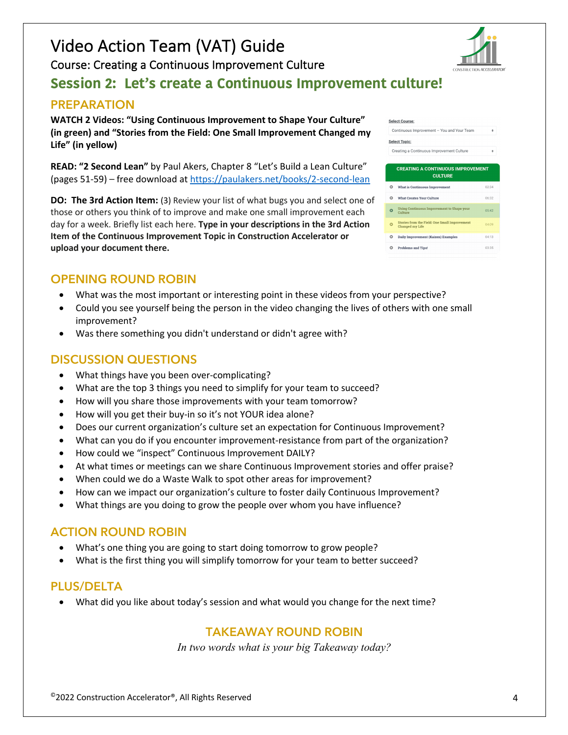# Video Action Team (VAT) Guide

Course: Creating a Continuous Improvement Culture

## Session 2: Let's create a Continuous Improvement culture!

### PREPARATION

**WATCH 2 Videos: "Using Continuous Improvement to Shape Your Culture" (in green) and "Stories from the Field: One Small Improvement Changed my Life" (in yellow)**

**READ: "2 Second Lean"** by Paul Akers, Chapter 8 "Let's Build a Lean Culture" (pages 51-59) – free download at https://paulakers.net/books/2-second-lean

**DO: The 3rd Action Item:** (3) Review your list of what bugs you and select one of those or others you think of to improve and make one small improvement each day for a week. Briefly list each here. **Type in your descriptions in the 3rd Action Item of the Continuous Improvement Topic in Construction Accelerator or upload your document there.**

Select Course:

Continuous Improvement – You and Your Team

Select Topic:

Creating a Continuous Improvement Culture

| CREATING A CONTINUOUS IMPROVEMENT CULTURE | |
|---|---|
| What is Continuous Improvement | 02:34 |
| What Creates Your Culture | 06:32 |
| Using Continuous Improvement to Shape your Culture | 05:42 |
| Stories from the Field: One Small Improvement Changed my Life | 04:09 |
| Daily Improvement (Kaizen) Examples | 04:13 |
| Problems and Tips! | 03:35 |

### OPENING ROUND ROBIN

- What was the most important or interesting point in these videos from your perspective?
- Could you see yourself being the person in the video changing the lives of others with one small improvement?
- Was there something you didn't understand or didn't agree with?

### DISCUSSION QUESTIONS

- What things have you been over-complicating?
- What are the top 3 things you need to simplify for your team to succeed?
- How will you share those improvements with your team tomorrow?
- How will you get their buy-in so it's not YOUR idea alone?
- Does our current organization's culture set an expectation for Continuous Improvement?
- What can you do if you encounter improvement-resistance from part of the organization?
- How could we "inspect" Continuous Improvement DAILY?
- At what times or meetings can we share Continuous Improvement stories and offer praise?
- When could we do a Waste Walk to spot other areas for improvement?
- How can we impact our organization's culture to foster daily Continuous Improvement?
- What things are you doing to grow the people over whom you have influence?

### ACTION ROUND ROBIN

- What's one thing you are going to start doing tomorrow to grow people?
- What is the first thing you will simplify tomorrow for your team to better succeed?

### PLUS/DELTA

- What did you like about today's session and what would you change for the next time?

### TAKEAWAY ROUND ROBIN

*In two words what is your big Takeaway today?*

©2022 Construction Accelerator®, All Rights Reserved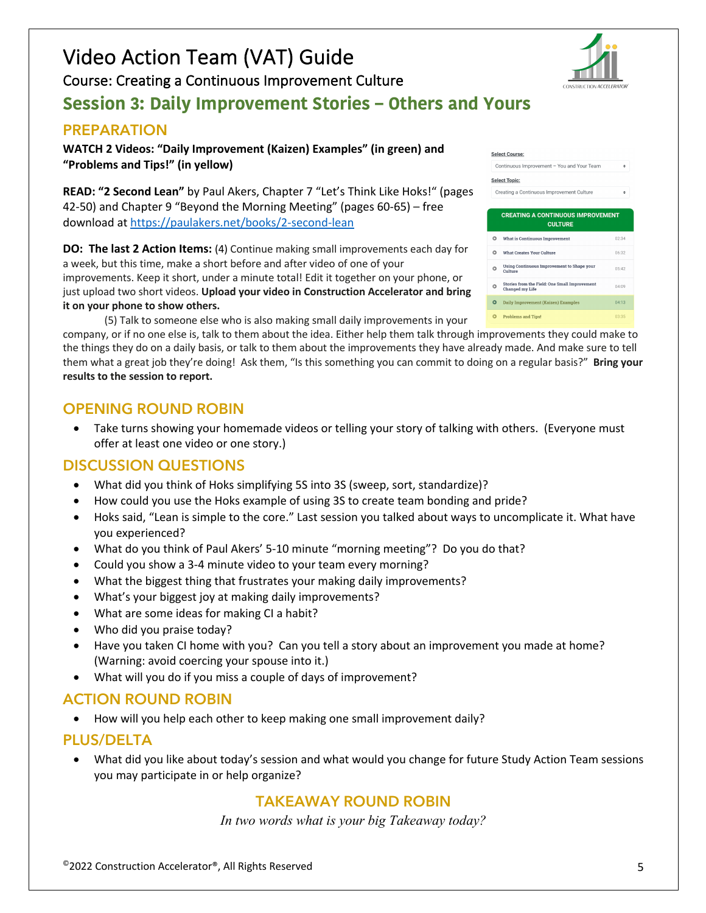# Video Action Team (VAT) Guide

Course: Creating a Continuous Improvement Culture

## Session 3: Daily Improvement Stories – Others and Yours

### PREPARATION

**WATCH 2 Videos: "Daily Improvement (Kaizen) Examples" (in green) and "Problems and Tips!" (in yellow)**

**READ: "2 Second Lean"** by Paul Akers, Chapter 7 "Let's Think Like Hoks!" (pages 42-50) and Chapter 9 "Beyond the Morning Meeting" (pages 60-65) – free download at https://paulakers.net/books/2-second-lean

**DO: The last 2 Action Items:** (4) Continue making small improvements each day for a week, but this time, make a short before and after video of one of your improvements. Keep it short, under a minute total! Edit it together on your phone, or just upload two short videos. **Upload your video in Construction Accelerator and bring it on your phone to show others.**

(5) Talk to someone else who is also making small daily improvements in your company, or if no one else is, talk to them about the idea. Either help them talk through improvements they could make to the things they do on a daily basis, or talk to them about the improvements they have already made. And make sure to tell them what a great job they're doing! Ask them, "Is this something you can commit to doing on a regular basis?" **Bring your results to the session to report.**

Select Course: Continuous Improvement – You and Your Team

Select Topic: Creating a Continuous Improvement Culture

| CREATING A CONTINUOUS IMPROVEMENT CULTURE | |
|---|---|
| What is Continuous Improvement | 02:34 |
| What Creates Your Culture | 06:32 |
| Using Continuous Improvement to Shape your Culture | 05:42 |
| Stories from the Field: One Small Improvement Changed my Life | 04:09 |
| Daily Improvement (Kaizen) Examples | 04:13 |
| Problems and Tips! | 03:35 |

### OPENING ROUND ROBIN

- Take turns showing your homemade videos or telling your story of talking with others. (Everyone must offer at least one video or one story.)

### DISCUSSION QUESTIONS

- What did you think of Hoks simplifying 5S into 3S (sweep, sort, standardize)?
- How could you use the Hoks example of using 3S to create team bonding and pride?
- Hoks said, "Lean is simple to the core." Last session you talked about ways to uncomplicate it. What have you experienced?
- What do you think of Paul Akers' 5-10 minute "morning meeting"? Do you do that?
- Could you show a 3-4 minute video to your team every morning?
- What the biggest thing that frustrates your making daily improvements?
- What's your biggest joy at making daily improvements?
- What are some ideas for making CI a habit?
- Who did you praise today?
- Have you taken CI home with you? Can you tell a story about an improvement you made at home? (Warning: avoid coercing your spouse into it.)
- What will you do if you miss a couple of days of improvement?

### ACTION ROUND ROBIN

- How will you help each other to keep making one small improvement daily?

### PLUS/DELTA

- What did you like about today's session and what would you change for future Study Action Team sessions you may participate in or help organize?

### TAKEAWAY ROUND ROBIN

*In two words what is your big Takeaway today?*

©2022 Construction Accelerator®, All Rights Reserved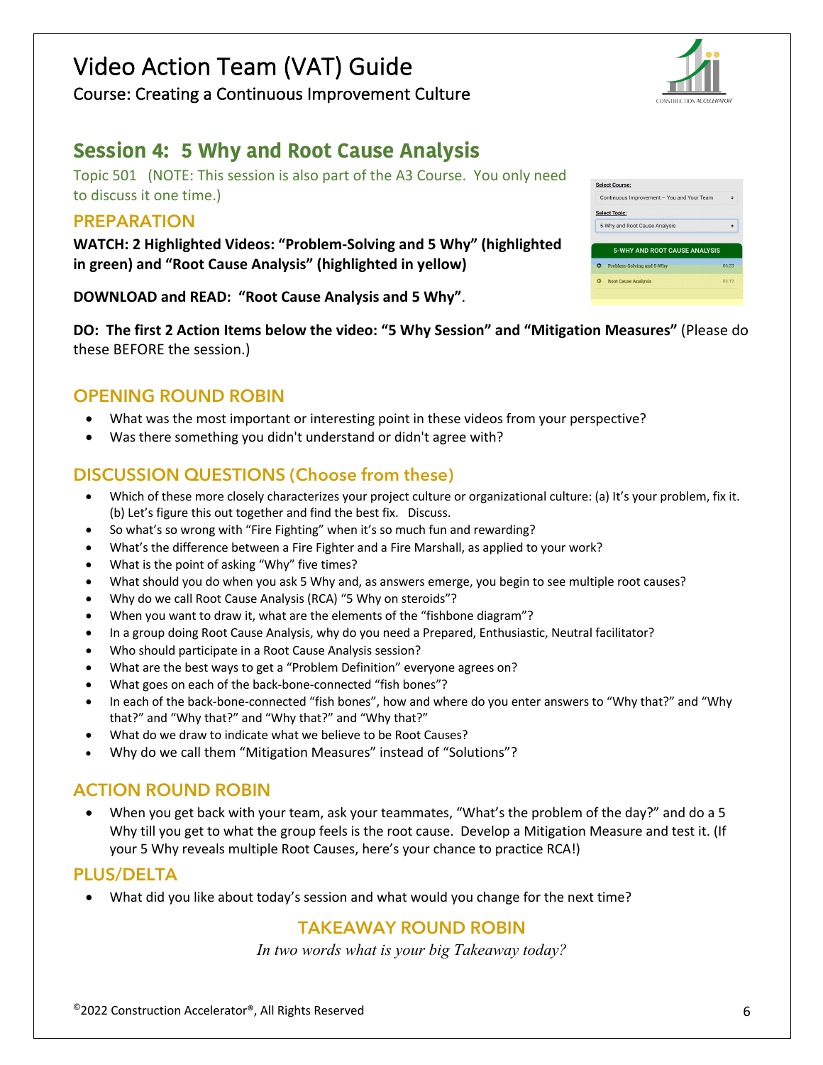# Video Action Team (VAT) Guide

Course: Creating a Continuous Improvement Culture

## Session 4: 5 Why and Root Cause Analysis

Topic 501 (NOTE: This session is also part of the A3 Course. You only need to discuss it one time.)

### PREPARATION

**WATCH: 2 Highlighted Videos: "Problem-Solving and 5 Why" (highlighted in green) and "Root Cause Analysis" (highlighted in yellow)**

**DOWNLOAD and READ: "Root Cause Analysis and 5 Why"**.

**DO: The first 2 Action Items below the video: "5 Why Session" and "Mitigation Measures"** (Please do these BEFORE the session.)

### OPENING ROUND ROBIN

- What was the most important or interesting point in these videos from your perspective?
- Was there something you didn't understand or didn't agree with?

### DISCUSSION QUESTIONS (Choose from these)

- Which of these more closely characterizes your project culture or organizational culture: (a) It's your problem, fix it. (b) Let's figure this out together and find the best fix. Discuss.
- So what's so wrong with "Fire Fighting" when it's so much fun and rewarding?
- What's the difference between a Fire Fighter and a Fire Marshall, as applied to your work?
- What is the point of asking "Why" five times?
- What should you do when you ask 5 Why and, as answers emerge, you begin to see multiple root causes?
- Why do we call Root Cause Analysis (RCA) "5 Why on steroids"?
- When you want to draw it, what are the elements of the "fishbone diagram"?
- In a group doing Root Cause Analysis, why do you need a Prepared, Enthusiastic, Neutral facilitator?
- Who should participate in a Root Cause Analysis session?
- What are the best ways to get a "Problem Definition" everyone agrees on?
- What goes on each of the back-bone-connected "fish bones"?
- In each of the back-bone-connected "fish bones", how and where do you enter answers to "Why that?" and "Why that?" and "Why that?" and "Why that?" and "Why that?"
- What do we draw to indicate what we believe to be Root Causes?
- Why do we call them "Mitigation Measures" instead of "Solutions"?

### ACTION ROUND ROBIN

- When you get back with your team, ask your teammates, "What's the problem of the day?" and do a 5 Why till you get to what the group feels is the root cause. Develop a Mitigation Measure and test it. (If your 5 Why reveals multiple Root Causes, here's your chance to practice RCA!)

### PLUS/DELTA

- What did you like about today's session and what would you change for the next time?

### TAKEAWAY ROUND ROBIN

*In two words what is your big Takeaway today?*

©2022 Construction Accelerator®, All Rights Reserved